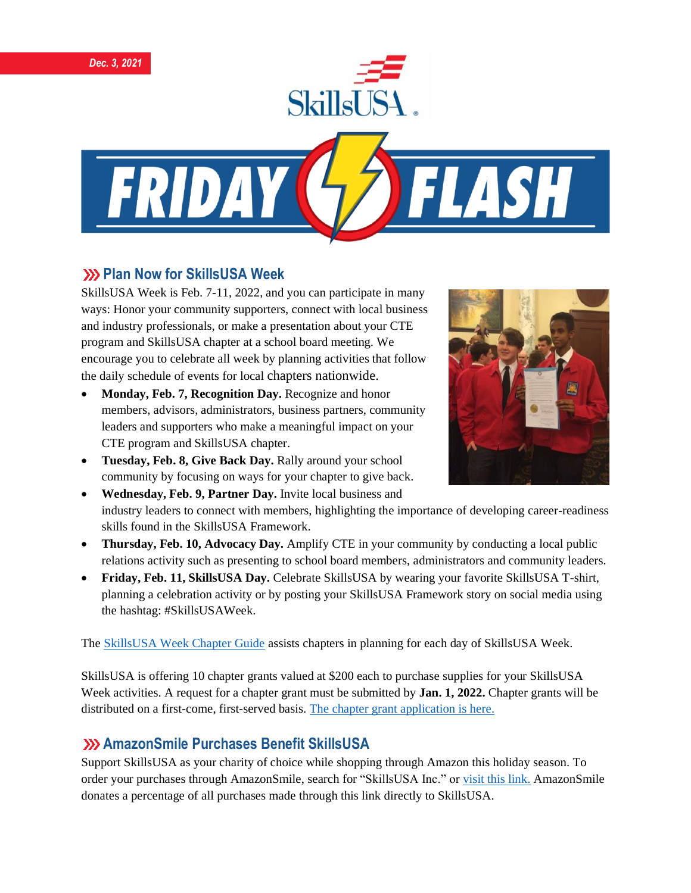Dec. 3, 2021

# FRIDAY FLASH

## Plan Now for SkillsUSA Week

SkillsUSA Week is Feb. 7-11, 2022, and you can participate in many ways: Honor your community supporters, connect with local business and industry professionals, or make a presentation about your CTE program and SkillsUSA chapter at a school board meeting. We encourage you to celebrate all week by planning activities that follow the daily schedule of events for local chapters nationwide.

- **Monday, Feb. 7, Recognition Day.** Recognize and honor members, advisors, administrators, business partners, community leaders and supporters who make a meaningful impact on your CTE program and SkillsUSA chapter.
- **Tuesday, Feb. 8, Give Back Day.** Rally around your school community by focusing on ways for your chapter to give back.
- **Wednesday, Feb. 9, Partner Day.** Invite local business and industry leaders to connect with members, highlighting the importance of developing career-readiness skills found in the SkillsUSA Framework.
- **Thursday, Feb. 10, Advocacy Day.** Amplify CTE in your community by conducting a local public relations activity such as presenting to school board members, administrators and community leaders.
- **Friday, Feb. 11, SkillsUSA Day.** Celebrate SkillsUSA by wearing your favorite SkillsUSA T-shirt, planning a celebration activity or by posting your SkillsUSA Framework story on social media using the hashtag: #SkillsUSAWeek.

The SkillsUSA Week Chapter Guide assists chapters in planning for each day of SkillsUSA Week.

SkillsUSA is offering 10 chapter grants valued at $200 each to purchase supplies for your SkillsUSA Week activities. A request for a chapter grant must be submitted by **Jan. 1, 2022.** Chapter grants will be distributed on a first-come, first-served basis. The chapter grant application is here.

## AmazonSmile Purchases Benefit SkillsUSA

Support SkillsUSA as your charity of choice while shopping through Amazon this holiday season. To order your purchases through AmazonSmile, search for "SkillsUSA Inc." or visit this link. AmazonSmile donates a percentage of all purchases made through this link directly to SkillsUSA.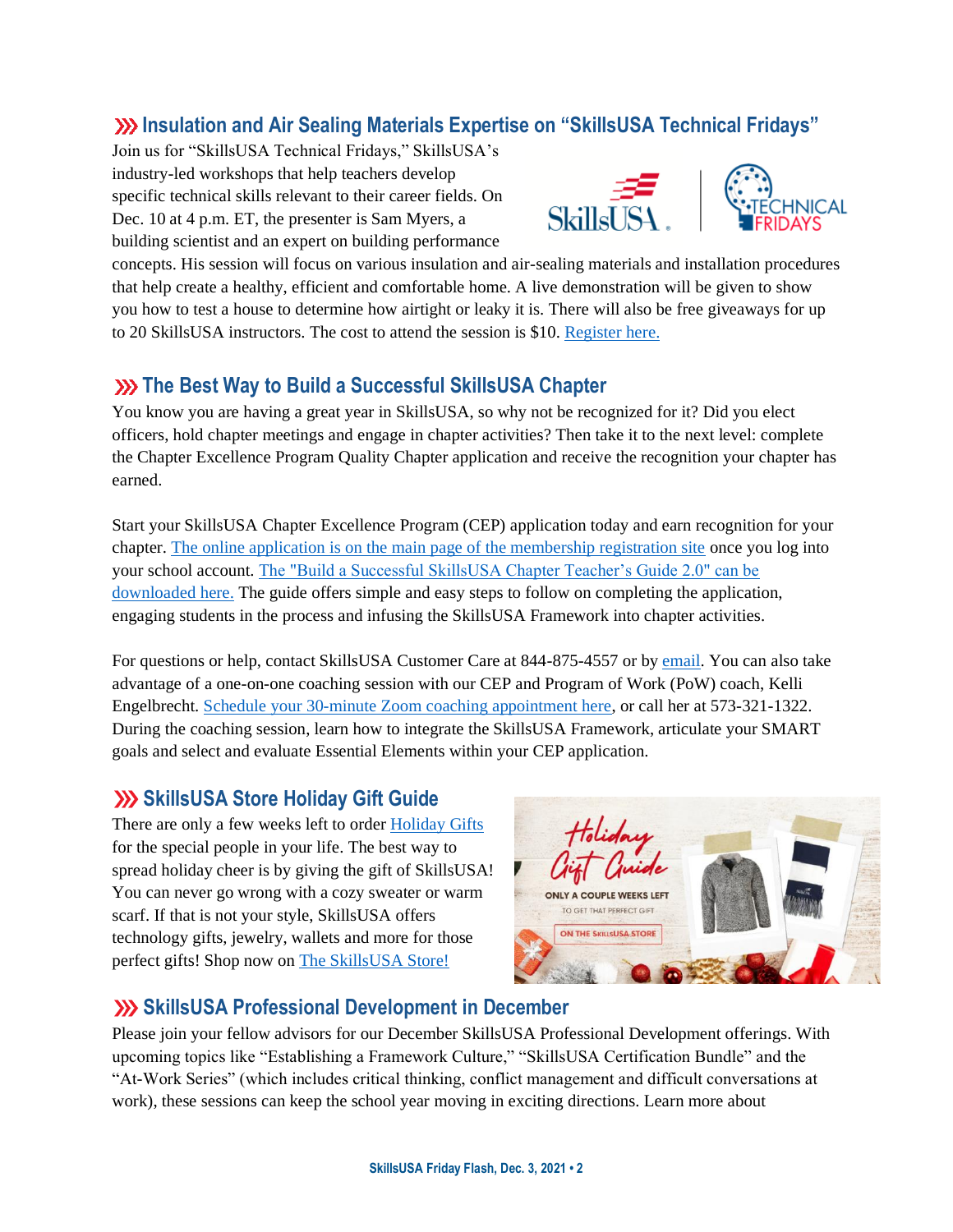## Insulation and Air Sealing Materials Expertise on "SkillsUSA Technical Fridays"

Join us for "SkillsUSA Technical Fridays," SkillsUSA's industry-led workshops that help teachers develop specific technical skills relevant to their career fields. On Dec. 10 at 4 p.m. ET, the presenter is Sam Myers, a building scientist and an expert on building performance concepts. His session will focus on various insulation and air-sealing materials and installation procedures that help create a healthy, efficient and comfortable home. A live demonstration will be given to show you how to test a house to determine how airtight or leaky it is. There will also be free giveaways for up to 20 SkillsUSA instructors. The cost to attend the session is $10. Register here.

## The Best Way to Build a Successful SkillsUSA Chapter

You know you are having a great year in SkillsUSA, so why not be recognized for it? Did you elect officers, hold chapter meetings and engage in chapter activities? Then take it to the next level: complete the Chapter Excellence Program Quality Chapter application and receive the recognition your chapter has earned.

Start your SkillsUSA Chapter Excellence Program (CEP) application today and earn recognition for your chapter. The online application is on the main page of the membership registration site once you log into your school account. The "Build a Successful SkillsUSA Chapter Teacher's Guide 2.0" can be downloaded here. The guide offers simple and easy steps to follow on completing the application, engaging students in the process and infusing the SkillsUSA Framework into chapter activities.

For questions or help, contact SkillsUSA Customer Care at 844-875-4557 or by email. You can also take advantage of a one-on-one coaching session with our CEP and Program of Work (PoW) coach, Kelli Engelbrecht. Schedule your 30-minute Zoom coaching appointment here, or call her at 573-321-1322. During the coaching session, learn how to integrate the SkillsUSA Framework, articulate your SMART goals and select and evaluate Essential Elements within your CEP application.

## SkillsUSA Store Holiday Gift Guide

There are only a few weeks left to order Holiday Gifts for the special people in your life. The best way to spread holiday cheer is by giving the gift of SkillsUSA! You can never go wrong with a cozy sweater or warm scarf. If that is not your style, SkillsUSA offers technology gifts, jewelry, wallets and more for those perfect gifts! Shop now on The SkillsUSA Store!

## SkillsUSA Professional Development in December

Please join your fellow advisors for our December SkillsUSA Professional Development offerings. With upcoming topics like "Establishing a Framework Culture," "SkillsUSA Certification Bundle" and the "At-Work Series" (which includes critical thinking, conflict management and difficult conversations at work), these sessions can keep the school year moving in exciting directions. Learn more about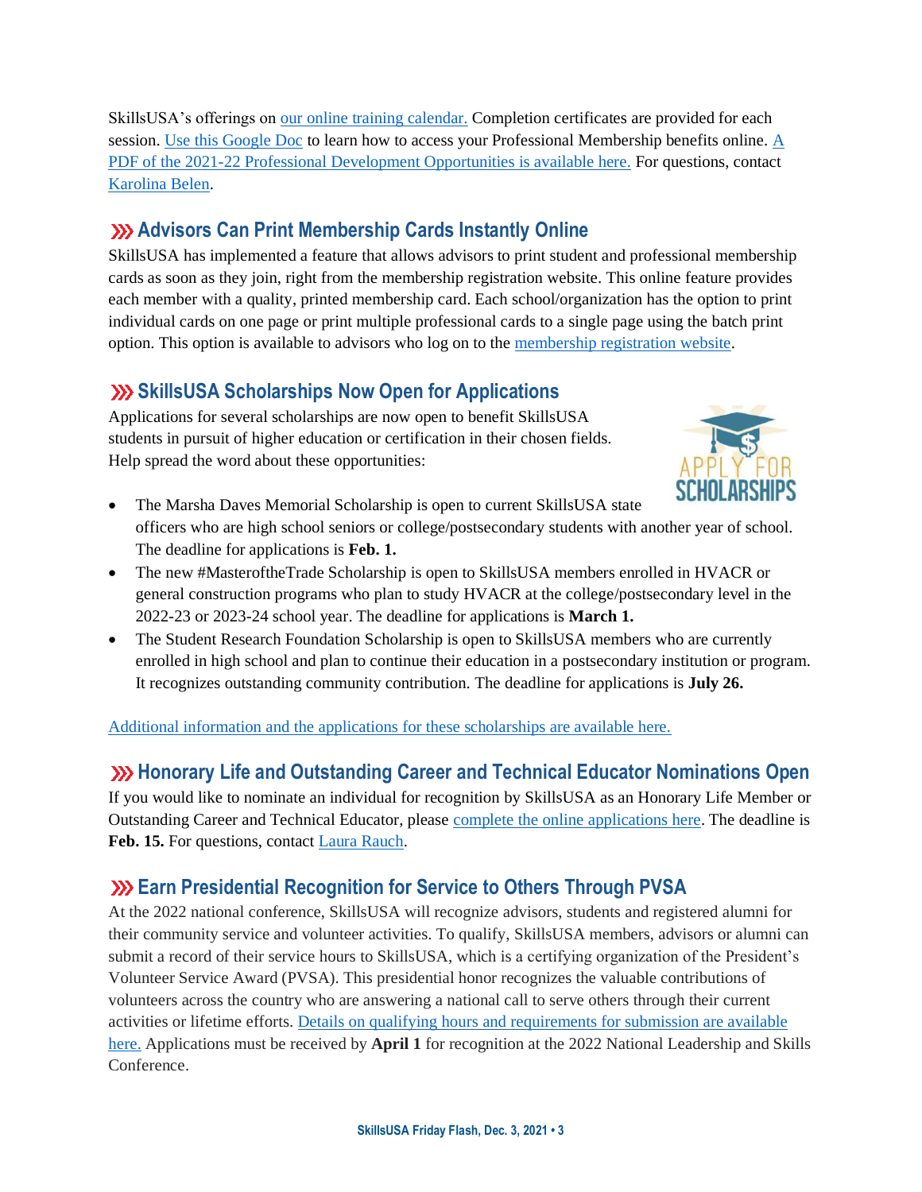SkillsUSA's offerings on our online training calendar. Completion certificates are provided for each session. Use this Google Doc to learn how to access your Professional Membership benefits online. A PDF of the 2021-22 Professional Development Opportunities is available here. For questions, contact Karolina Belen.

## Advisors Can Print Membership Cards Instantly Online

SkillsUSA has implemented a feature that allows advisors to print student and professional membership cards as soon as they join, right from the membership registration website. This online feature provides each member with a quality, printed membership card. Each school/organization has the option to print individual cards on one page or print multiple professional cards to a single page using the batch print option. This option is available to advisors who log on to the membership registration website.

## SkillsUSA Scholarships Now Open for Applications

Applications for several scholarships are now open to benefit SkillsUSA students in pursuit of higher education or certification in their chosen fields. Help spread the word about these opportunities:

- The Marsha Daves Memorial Scholarship is open to current SkillsUSA state officers who are high school seniors or college/postsecondary students with another year of school. The deadline for applications is **Feb. 1.**
- The new #MasteroftheTrade Scholarship is open to SkillsUSA members enrolled in HVACR or general construction programs who plan to study HVACR at the college/postsecondary level in the 2022-23 or 2023-24 school year. The deadline for applications is **March 1.**
- The Student Research Foundation Scholarship is open to SkillsUSA members who are currently enrolled in high school and plan to continue their education in a postsecondary institution or program. It recognizes outstanding community contribution. The deadline for applications is **July 26.**

Additional information and the applications for these scholarships are available here.

## Honorary Life and Outstanding Career and Technical Educator Nominations Open

If you would like to nominate an individual for recognition by SkillsUSA as an Honorary Life Member or Outstanding Career and Technical Educator, please complete the online applications here. The deadline is **Feb. 15.** For questions, contact Laura Rauch.

## Earn Presidential Recognition for Service to Others Through PVSA

At the 2022 national conference, SkillsUSA will recognize advisors, students and registered alumni for their community service and volunteer activities. To qualify, SkillsUSA members, advisors or alumni can submit a record of their service hours to SkillsUSA, which is a certifying organization of the President's Volunteer Service Award (PVSA). This presidential honor recognizes the valuable contributions of volunteers across the country who are answering a national call to serve others through their current activities or lifetime efforts. Details on qualifying hours and requirements for submission are available here. Applications must be received by **April 1** for recognition at the 2022 National Leadership and Skills Conference.